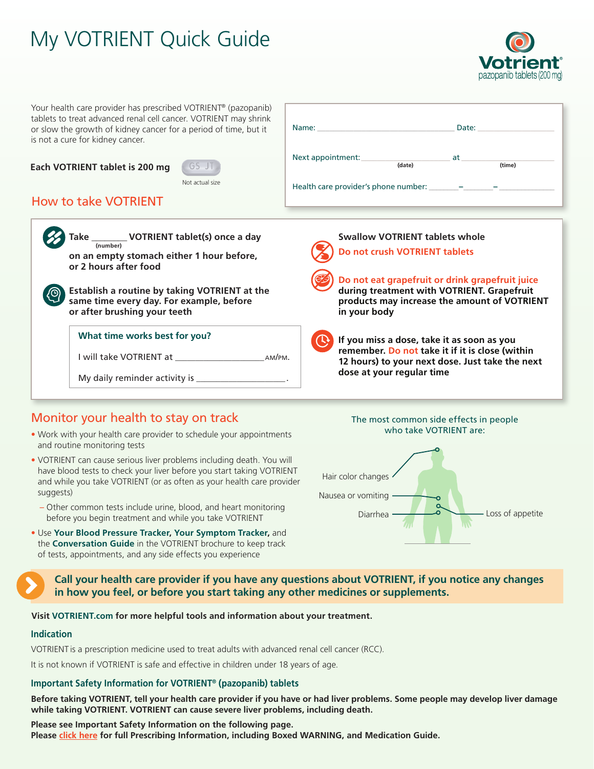# My VOTRIENT Quick Guide

Votrient®
pazopanib tablets (200 mg)

Your health care provider has prescribed VOTRIENT® (pazopanib) tablets to treat advanced renal cell cancer. VOTRIENT may shrink or slow the growth of kidney cancer for a period of time, but it is not a cure for kidney cancer.

**Each VOTRIENT tablet is 200 mg**

GS JT
Not actual size

Name: ______________________ Date: ____________

Next appointment: ______________ (date) at ______________ (time)

Health care provider's phone number: _______–_______–__________

## How to take VOTRIENT

**Take _______ (number) VOTRIENT tablet(s) once a day on an empty stomach either 1 hour before, or 2 hours after food**

**Establish a routine by taking VOTRIENT at the same time every day. For example, before or after brushing your teeth**

**What time works best for you?**

I will take VOTRIENT at __________________ AM/PM.

My daily reminder activity is __________________.

**Swallow VOTRIENT tablets whole**
**Do not crush VOTRIENT tablets**

**Do not eat grapefruit or drink grapefruit juice during treatment with VOTRIENT. Grapefruit products may increase the amount of VOTRIENT in your body**

**If you miss a dose, take it as soon as you remember. Do not take it if it is close (within 12 hours) to your next dose. Just take the next dose at your regular time**

## Monitor your health to stay on track

- Work with your health care provider to schedule your appointments and routine monitoring tests
- VOTRIENT can cause serious liver problems including death. You will have blood tests to check your liver before you start taking VOTRIENT and while you take VOTRIENT (or as often as your health care provider suggests)
  - Other common tests include urine, blood, and heart monitoring before you begin treatment and while you take VOTRIENT
- Use **Your Blood Pressure Tracker, Your Symptom Tracker,** and the **Conversation Guide** in the VOTRIENT brochure to keep track of tests, appointments, and any side effects you experience

The most common side effects in people who take VOTRIENT are:

- Hair color changes
- Nausea or vomiting
- Diarrhea
- Loss of appetite

**Call your health care provider if you have any questions about VOTRIENT, if you notice any changes in how you feel, or before you start taking any other medicines or supplements.**

**Visit VOTRIENT.com for more helpful tools and information about your treatment.**

### Indication

VOTRIENT is a prescription medicine used to treat adults with advanced renal cell cancer (RCC).

It is not known if VOTRIENT is safe and effective in children under 18 years of age.

### Important Safety Information for VOTRIENT® (pazopanib) tablets

**Before taking VOTRIENT, tell your health care provider if you have or had liver problems. Some people may develop liver damage while taking VOTRIENT. VOTRIENT can cause severe liver problems, including death.**

**Please see Important Safety Information on the following page.**
**Please click here for full Prescribing Information, including Boxed WARNING, and Medication Guide.**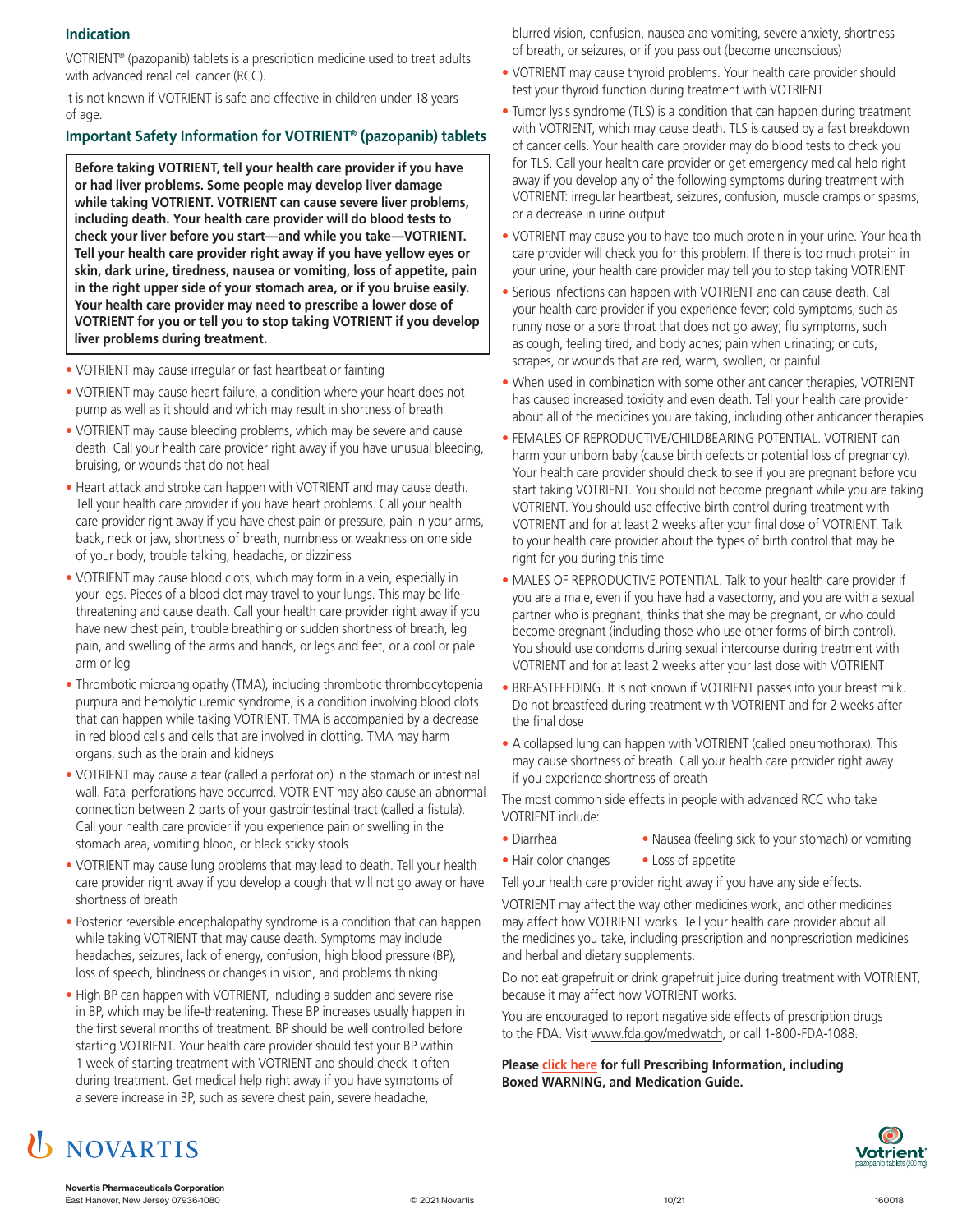## Indication

VOTRIENT® (pazopanib) tablets is a prescription medicine used to treat adults with advanced renal cell cancer (RCC).

It is not known if VOTRIENT is safe and effective in children under 18 years of age.

## Important Safety Information for VOTRIENT® (pazopanib) tablets

**Before taking VOTRIENT, tell your health care provider if you have or had liver problems. Some people may develop liver damage while taking VOTRIENT. VOTRIENT can cause severe liver problems, including death. Your health care provider will do blood tests to check your liver before you start—and while you take—VOTRIENT. Tell your health care provider right away if you have yellow eyes or skin, dark urine, tiredness, nausea or vomiting, loss of appetite, pain in the right upper side of your stomach area, or if you bruise easily. Your health care provider may need to prescribe a lower dose of VOTRIENT for you or tell you to stop taking VOTRIENT if you develop liver problems during treatment.**

- VOTRIENT may cause irregular or fast heartbeat or fainting
- VOTRIENT may cause heart failure, a condition where your heart does not pump as well as it should and which may result in shortness of breath
- VOTRIENT may cause bleeding problems, which may be severe and cause death. Call your health care provider right away if you have unusual bleeding, bruising, or wounds that do not heal
- Heart attack and stroke can happen with VOTRIENT and may cause death. Tell your health care provider if you have heart problems. Call your health care provider right away if you have chest pain or pressure, pain in your arms, back, neck or jaw, shortness of breath, numbness or weakness on one side of your body, trouble talking, headache, or dizziness
- VOTRIENT may cause blood clots, which may form in a vein, especially in your legs. Pieces of a blood clot may travel to your lungs. This may be life-threatening and cause death. Call your health care provider right away if you have new chest pain, trouble breathing or sudden shortness of breath, leg pain, and swelling of the arms and hands, or legs and feet, or a cool or pale arm or leg
- Thrombotic microangiopathy (TMA), including thrombotic thrombocytopenia purpura and hemolytic uremic syndrome, is a condition involving blood clots that can happen while taking VOTRIENT. TMA is accompanied by a decrease in red blood cells and cells that are involved in clotting. TMA may harm organs, such as the brain and kidneys
- VOTRIENT may cause a tear (called a perforation) in the stomach or intestinal wall. Fatal perforations have occurred. VOTRIENT may also cause an abnormal connection between 2 parts of your gastrointestinal tract (called a fistula). Call your health care provider if you experience pain or swelling in the stomach area, vomiting blood, or black sticky stools
- VOTRIENT may cause lung problems that may lead to death. Tell your health care provider right away if you develop a cough that will not go away or have shortness of breath
- Posterior reversible encephalopathy syndrome is a condition that can happen while taking VOTRIENT that may cause death. Symptoms may include headaches, seizures, lack of energy, confusion, high blood pressure (BP), loss of speech, blindness or changes in vision, and problems thinking
- High BP can happen with VOTRIENT, including a sudden and severe rise in BP, which may be life-threatening. These BP increases usually happen in the first several months of treatment. BP should be well controlled before starting VOTRIENT. Your health care provider should test your BP within 1 week of starting treatment with VOTRIENT and should check it often during treatment. Get medical help right away if you have symptoms of a severe increase in BP, such as severe chest pain, severe headache, blurred vision, confusion, nausea and vomiting, severe anxiety, shortness of breath, or seizures, or if you pass out (become unconscious)
- VOTRIENT may cause thyroid problems. Your health care provider should test your thyroid function during treatment with VOTRIENT
- Tumor lysis syndrome (TLS) is a condition that can happen during treatment with VOTRIENT, which may cause death. TLS is caused by a fast breakdown of cancer cells. Your health care provider may do blood tests to check you for TLS. Call your health care provider or get emergency medical help right away if you develop any of the following symptoms during treatment with VOTRIENT: irregular heartbeat, seizures, confusion, muscle cramps or spasms, or a decrease in urine output
- VOTRIENT may cause you to have too much protein in your urine. Your health care provider will check you for this problem. If there is too much protein in your urine, your health care provider may tell you to stop taking VOTRIENT
- Serious infections can happen with VOTRIENT and can cause death. Call your health care provider if you experience fever; cold symptoms, such as runny nose or a sore throat that does not go away; flu symptoms, such as cough, feeling tired, and body aches; pain when urinating; or cuts, scrapes, or wounds that are red, warm, swollen, or painful
- When used in combination with some other anticancer therapies, VOTRIENT has caused increased toxicity and even death. Tell your health care provider about all of the medicines you are taking, including other anticancer therapies
- FEMALES OF REPRODUCTIVE/CHILDBEARING POTENTIAL. VOTRIENT can harm your unborn baby (cause birth defects or potential loss of pregnancy). Your health care provider should check to see if you are pregnant before you start taking VOTRIENT. You should not become pregnant while you are taking VOTRIENT. You should use effective birth control during treatment with VOTRIENT and for at least 2 weeks after your final dose of VOTRIENT. Talk to your health care provider about the types of birth control that may be right for you during this time
- MALES OF REPRODUCTIVE POTENTIAL. Talk to your health care provider if you are a male, even if you have had a vasectomy, and you are with a sexual partner who is pregnant, thinks that she may be pregnant, or who could become pregnant (including those who use other forms of birth control). You should use condoms during sexual intercourse during treatment with VOTRIENT and for at least 2 weeks after your last dose with VOTRIENT
- BREASTFEEDING. It is not known if VOTRIENT passes into your breast milk. Do not breastfeed during treatment with VOTRIENT and for 2 weeks after the final dose
- A collapsed lung can happen with VOTRIENT (called pneumothorax). This may cause shortness of breath. Call your health care provider right away if you experience shortness of breath

The most common side effects in people with advanced RCC who take VOTRIENT include:

- Diarrhea
- Hair color changes
- Nausea (feeling sick to your stomach) or vomiting
- Loss of appetite

Tell your health care provider right away if you have any side effects.

VOTRIENT may affect the way other medicines work, and other medicines may affect how VOTRIENT works. Tell your health care provider about all the medicines you take, including prescription and nonprescription medicines and herbal and dietary supplements.

Do not eat grapefruit or drink grapefruit juice during treatment with VOTRIENT, because it may affect how VOTRIENT works.

You are encouraged to report negative side effects of prescription drugs to the FDA. Visit www.fda.gov/medwatch, or call 1-800-FDA-1088.

**Please click here for full Prescribing Information, including Boxed WARNING, and Medication Guide.**

NOVARTIS

Votrient pazopanib tablets (200 mg)

**Novartis Pharmaceuticals Corporation**
East Hanover, New Jersey 07936-1080

© 2021 Novartis 10/21 160018